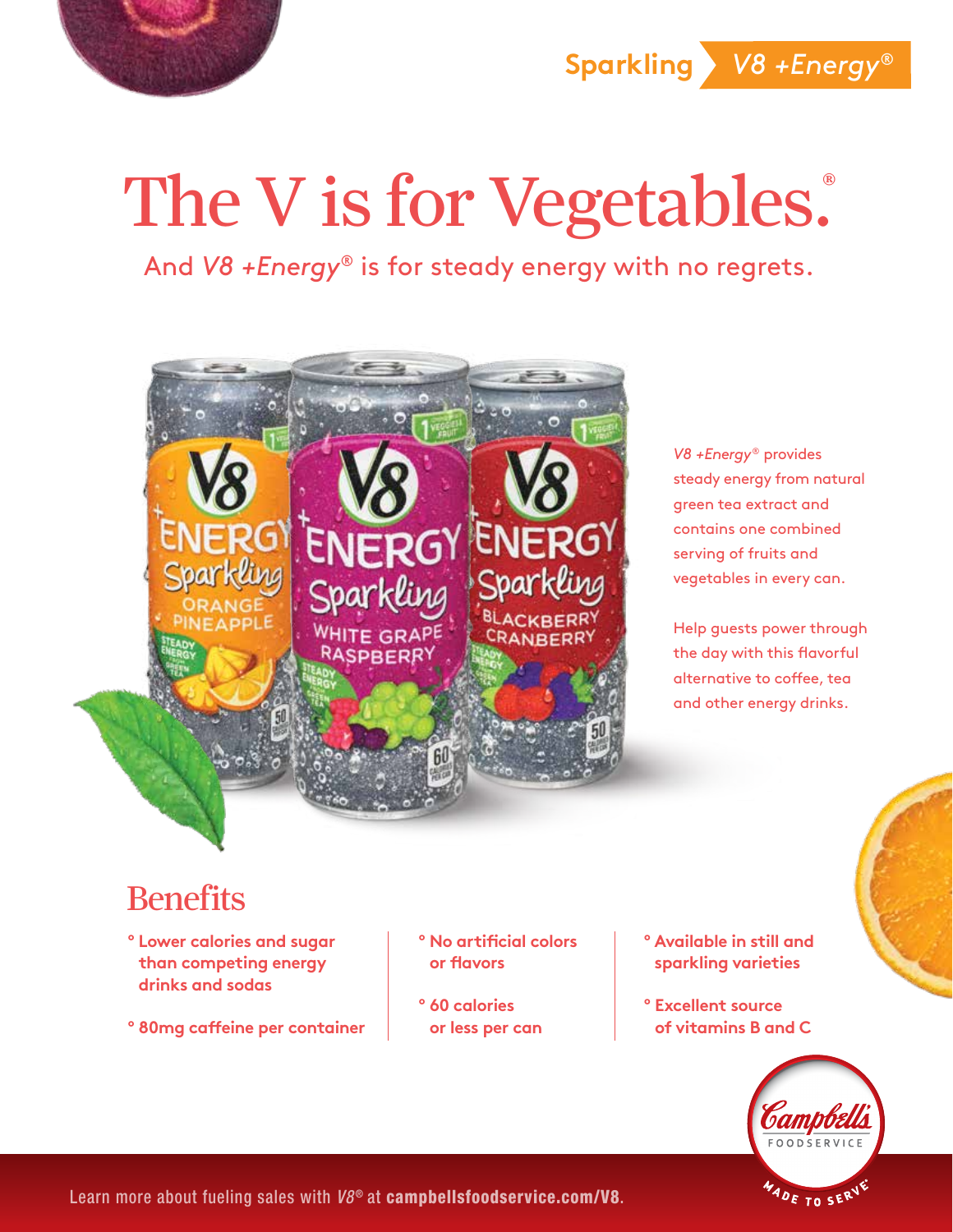Sparkling *V8 +Energy®*

# The V is for Vegetables.®

And *V8 +Energy®* is for steady energy with no regrets.

*V8 +Energy®* provides steady energy from natural green tea extract and contains one combined serving of fruits and vegetables in every can.

Help guests power through the day with this flavorful alternative to coffee, tea and other energy drinks.

## Benefits

- Lower calories and sugar than competing energy drinks and sodas
- 80mg caffeine per container
- No artificial colors or flavors
- 60 calories or less per can
- Available in still and sparkling varieties
- Excellent source of vitamins B and C

Learn more about fueling sales with *V8®* at **campbellsfoodservice.com/V8**.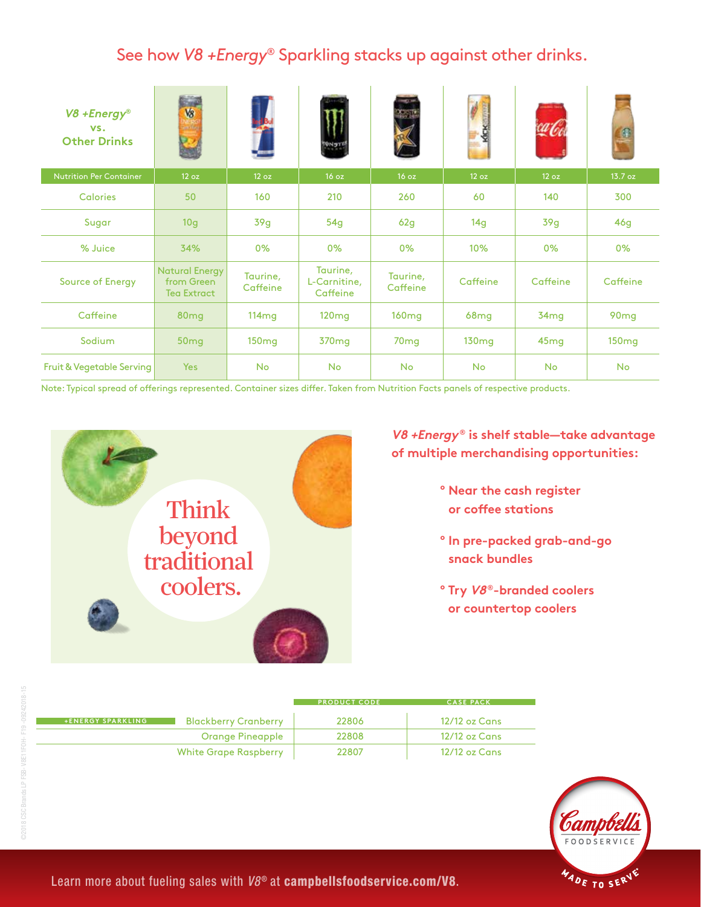## See how *V8 +Energy®* Sparkling stacks up against other drinks.

| *V8 +Energy®* vs. Other Drinks | | | | | | | |
|---|---|---|---|---|---|---|---|
| Nutrition Per Container | 12 oz | 12 oz | 16 oz | 16 oz | 12 oz | 12 oz | 13.7 oz |
| Calories | 50 | 160 | 210 | 260 | 60 | 140 | 300 |
| Sugar | 10g | 39g | 54g | 62g | 14g | 39g | 46g |
| % Juice | 34% | 0% | 0% | 0% | 10% | 0% | 0% |
| Source of Energy | Natural Energy from Green Tea Extract | Taurine, Caffeine | Taurine, L-Carnitine, Caffeine | Taurine, Caffeine | Caffeine | Caffeine | Caffeine |
| Caffeine | 80mg | 114mg | 120mg | 160mg | 68mg | 34mg | 90mg |
| Sodium | 50mg | 150mg | 370mg | 70mg | 130mg | 45mg | 150mg |
| Fruit & Vegetable Serving | Yes | No | No | No | No | No | No |

Note: Typical spread of offerings represented. Container sizes differ. Taken from Nutrition Facts panels of respective products.

Think beyond traditional coolers.

**V8 +Energy® is shelf stable—take advantage of multiple merchandising opportunities:**

- **Near the cash register or coffee stations**
- **In pre-packed grab-and-go snack bundles**
- **Try V8®-branded coolers or countertop coolers**

| +ENERGY SPARKLING | | PRODUCT CODE | CASE PACK |
|---|---|---|---|
| | Blackberry Cranberry | 22806 | 12/12 oz Cans |
| | Orange Pineapple | 22808 | 12/12 oz Cans |
| | White Grape Raspberry | 22807 | 12/12 oz Cans |

©2018 CSC Brands LP FSB- V8E11FDH- F19 -09242018-15

Campbell's FOODSERVICE — MADE TO SERVE®

Learn more about fueling sales with *V8®* at **campbellsfoodservice.com/V8**.